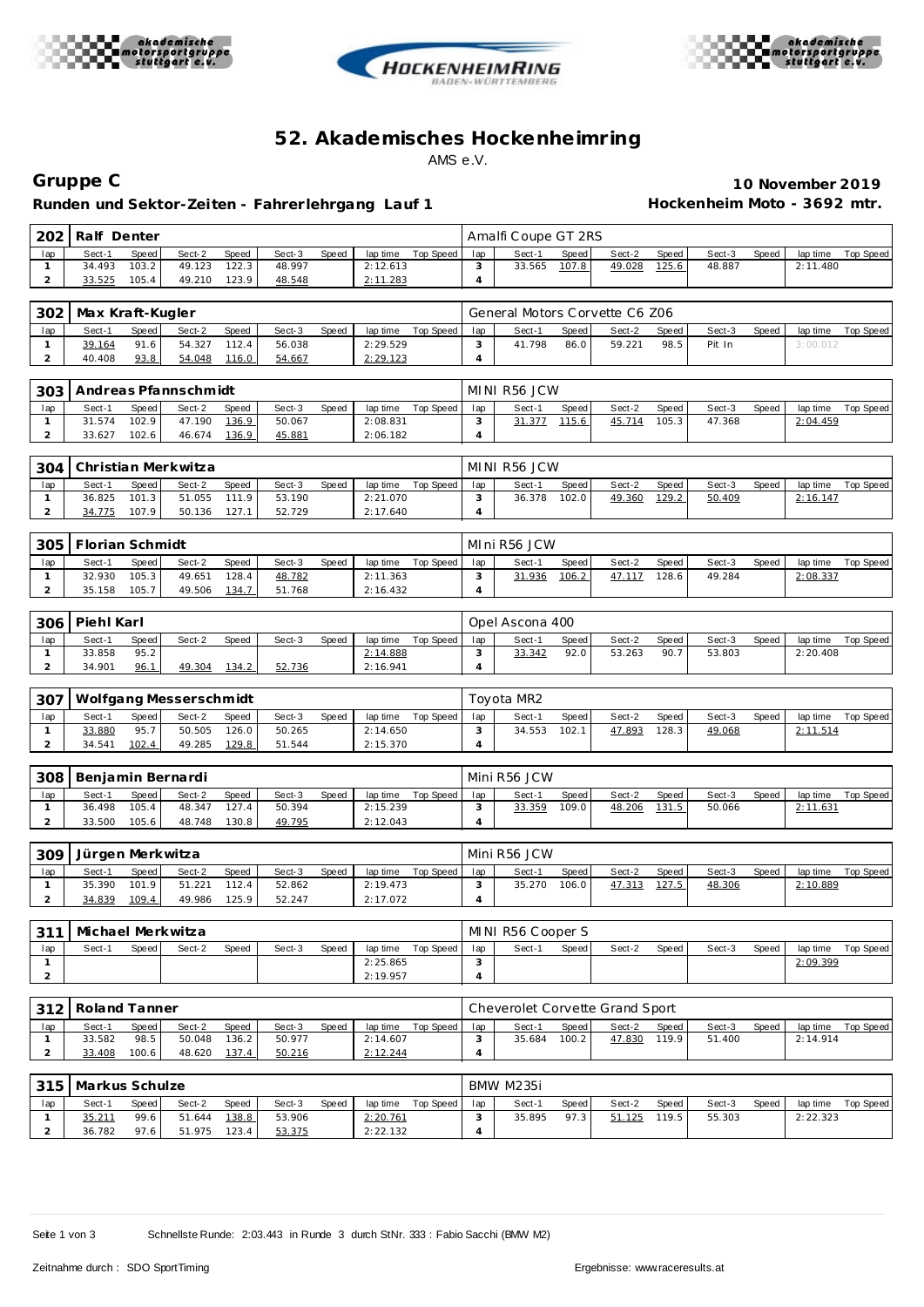# 52. Akademisches Hockenheimring

AMS e.V.

## Gruppe C

**Runden und Sektor-Zeiten - Fahrerlehrgang Lauf 1**

**10 November 2019**

**Hockenheim Moto - 3692 mtr.**

### 202 Ralf Denter — Amalfi Coupe GT 2RS

| lap | Sect-1 | Speed | Sect-2 | Speed | Sect-3 | Speed | lap time | Top Speed | lap | Sect-1 | Speed | Sect-2 | Speed | Sect-3 | Speed | lap time | Top Speed |
|---|---|---|---|---|---|---|---|---|---|---|---|---|---|---|---|---|---|
| 1 | 34.493 | 103.2 | 49.123 | 122.3 | 48.997 | | 2:12.613 | | 3 | 33.565 | 107.8 | 49.028 | 125.6 | 48.887 | | 2:11.480 | |
| 2 | 33.525 | 105.4 | 49.210 | 123.9 | 48.548 | | 2:11.283 | | 4 | | | | | | | | |

### 302 Max Kraft-Kugler — General Motors Corvette C6 Z06

| lap | Sect-1 | Speed | Sect-2 | Speed | Sect-3 | Speed | lap time | Top Speed | lap | Sect-1 | Speed | Sect-2 | Speed | Sect-3 | Speed | lap time | Top Speed |
|---|---|---|---|---|---|---|---|---|---|---|---|---|---|---|---|---|---|
| 1 | 39.164 | 91.6 | 54.327 | 112.4 | 56.038 | | 2:29.529 | | 3 | 41.798 | 86.0 | 59.221 | 98.5 | Pit In | | 3:00.012 | |
| 2 | 40.408 | 93.8 | 54.048 | 116.0 | 54.667 | | 2:29.123 | | 4 | | | | | | | | |

### 303 Andreas Pfannschmidt — MINI R56 JCW

| lap | Sect-1 | Speed | Sect-2 | Speed | Sect-3 | Speed | lap time | Top Speed | lap | Sect-1 | Speed | Sect-2 | Speed | Sect-3 | Speed | lap time | Top Speed |
|---|---|---|---|---|---|---|---|---|---|---|---|---|---|---|---|---|---|
| 1 | 31.574 | 102.9 | 47.190 | 136.9 | 50.067 | | 2:08.831 | | 3 | 31.377 | 115.6 | 45.714 | 105.3 | 47.368 | | 2:04.459 | |
| 2 | 33.627 | 102.6 | 46.674 | 136.9 | 45.881 | | 2:06.182 | | 4 | | | | | | | | |

### 304 Christian Merkwitza — MINI R56 JCW

| lap | Sect-1 | Speed | Sect-2 | Speed | Sect-3 | Speed | lap time | Top Speed | lap | Sect-1 | Speed | Sect-2 | Speed | Sect-3 | Speed | lap time | Top Speed |
|---|---|---|---|---|---|---|---|---|---|---|---|---|---|---|---|---|---|
| 1 | 36.825 | 101.3 | 51.055 | 111.9 | 53.190 | | 2:21.070 | | 3 | 36.378 | 102.0 | 49.360 | 129.2 | 50.409 | | 2:16.147 | |
| 2 | 34.775 | 107.9 | 50.136 | 127.1 | 52.729 | | 2:17.640 | | 4 | | | | | | | | |

### 305 Florian Schmidt — MIni R56 JCW

| lap | Sect-1 | Speed | Sect-2 | Speed | Sect-3 | Speed | lap time | Top Speed | lap | Sect-1 | Speed | Sect-2 | Speed | Sect-3 | Speed | lap time | Top Speed |
|---|---|---|---|---|---|---|---|---|---|---|---|---|---|---|---|---|---|
| 1 | 32.930 | 105.3 | 49.651 | 128.4 | 48.782 | | 2:11.363 | | 3 | 31.936 | 106.2 | 47.117 | 128.6 | 49.284 | | 2:08.337 | |
| 2 | 35.158 | 105.7 | 49.506 | 134.7 | 51.768 | | 2:16.432 | | 4 | | | | | | | | |

### 306 Piehl Karl — Opel Ascona 400

| lap | Sect-1 | Speed | Sect-2 | Speed | Sect-3 | Speed | lap time | Top Speed | lap | Sect-1 | Speed | Sect-2 | Speed | Sect-3 | Speed | lap time | Top Speed |
|---|---|---|---|---|---|---|---|---|---|---|---|---|---|---|---|---|---|
| 1 | 33.858 | 95.2 | | | | | 2:14.888 | | 3 | 33.342 | 92.0 | 53.263 | 90.7 | 53.803 | | 2:20.408 | |
| 2 | 34.901 | 96.1 | 49.304 | 134.2 | 52.736 | | 2:16.941 | | 4 | | | | | | | | |

### 307 Wolfgang Messerschmidt — Toyota MR2

| lap | Sect-1 | Speed | Sect-2 | Speed | Sect-3 | Speed | lap time | Top Speed | lap | Sect-1 | Speed | Sect-2 | Speed | Sect-3 | Speed | lap time | Top Speed |
|---|---|---|---|---|---|---|---|---|---|---|---|---|---|---|---|---|---|
| 1 | 33.880 | 95.7 | 50.505 | 126.0 | 50.265 | | 2:14.650 | | 3 | 34.553 | 102.1 | 47.893 | 128.3 | 49.068 | | 2:11.514 | |
| 2 | 34.541 | 102.4 | 49.285 | 129.8 | 51.544 | | 2:15.370 | | 4 | | | | | | | | |

### 308 Benjamin Bernardi — Mini R56 JCW

| lap | Sect-1 | Speed | Sect-2 | Speed | Sect-3 | Speed | lap time | Top Speed | lap | Sect-1 | Speed | Sect-2 | Speed | Sect-3 | Speed | lap time | Top Speed |
|---|---|---|---|---|---|---|---|---|---|---|---|---|---|---|---|---|---|
| 1 | 36.498 | 105.4 | 48.347 | 127.4 | 50.394 | | 2:15.239 | | 3 | 33.359 | 109.0 | 48.206 | 131.5 | 50.066 | | 2:11.631 | |
| 2 | 33.500 | 105.6 | 48.748 | 130.8 | 49.795 | | 2:12.043 | | 4 | | | | | | | | |

### 309 Jürgen Merkwitza — Mini R56 JCW

| lap | Sect-1 | Speed | Sect-2 | Speed | Sect-3 | Speed | lap time | Top Speed | lap | Sect-1 | Speed | Sect-2 | Speed | Sect-3 | Speed | lap time | Top Speed |
|---|---|---|---|---|---|---|---|---|---|---|---|---|---|---|---|---|---|
| 1 | 35.390 | 101.9 | 51.221 | 112.4 | 52.862 | | 2:19.473 | | 3 | 35.270 | 106.0 | 47.313 | 127.5 | 48.306 | | 2:10.889 | |
| 2 | 34.839 | 109.4 | 49.986 | 125.9 | 52.247 | | 2:17.072 | | 4 | | | | | | | | |

### 311 Michael Merkwitza — MINI R56 Cooper S

| lap | Sect-1 | Speed | Sect-2 | Speed | Sect-3 | Speed | lap time | Top Speed | lap | Sect-1 | Speed | Sect-2 | Speed | Sect-3 | Speed | lap time | Top Speed |
|---|---|---|---|---|---|---|---|---|---|---|---|---|---|---|---|---|---|
| 1 | | | | | | | 2:25.865 | | 3 | | | | | | | 2:09.399 | |
| 2 | | | | | | | 2:19.957 | | 4 | | | | | | | | |

### 312 Roland Tanner — Cheverolet Corvette Grand Sport

| lap | Sect-1 | Speed | Sect-2 | Speed | Sect-3 | Speed | lap time | Top Speed | lap | Sect-1 | Speed | Sect-2 | Speed | Sect-3 | Speed | lap time | Top Speed |
|---|---|---|---|---|---|---|---|---|---|---|---|---|---|---|---|---|---|
| 1 | 33.582 | 98.5 | 50.048 | 136.2 | 50.977 | | 2:14.607 | | 3 | 35.684 | 100.2 | 47.830 | 119.9 | 51.400 | | 2:14.914 | |
| 2 | 33.408 | 100.6 | 48.620 | 137.4 | 50.216 | | 2:12.244 | | 4 | | | | | | | | |

### 315 Markus Schulze — BMW M235i

| lap | Sect-1 | Speed | Sect-2 | Speed | Sect-3 | Speed | lap time | Top Speed | lap | Sect-1 | Speed | Sect-2 | Speed | Sect-3 | Speed | lap time | Top Speed |
|---|---|---|---|---|---|---|---|---|---|---|---|---|---|---|---|---|---|
| 1 | 35.211 | 99.6 | 51.644 | 138.8 | 53.906 | | 2:20.761 | | 3 | 35.895 | 97.3 | 51.125 | 119.5 | 55.303 | | 2:22.323 | |
| 2 | 36.782 | 97.6 | 51.975 | 123.4 | 53.375 | | 2:22.132 | | 4 | | | | | | | | |

Schnellste Runde: 2:03.443 in Runde 3 durch StNr. 333 : Fabio Sacchi (BMW M2)

Zeitnahme durch : SDO SportTiming

Ergebnisse: www.raceresults.at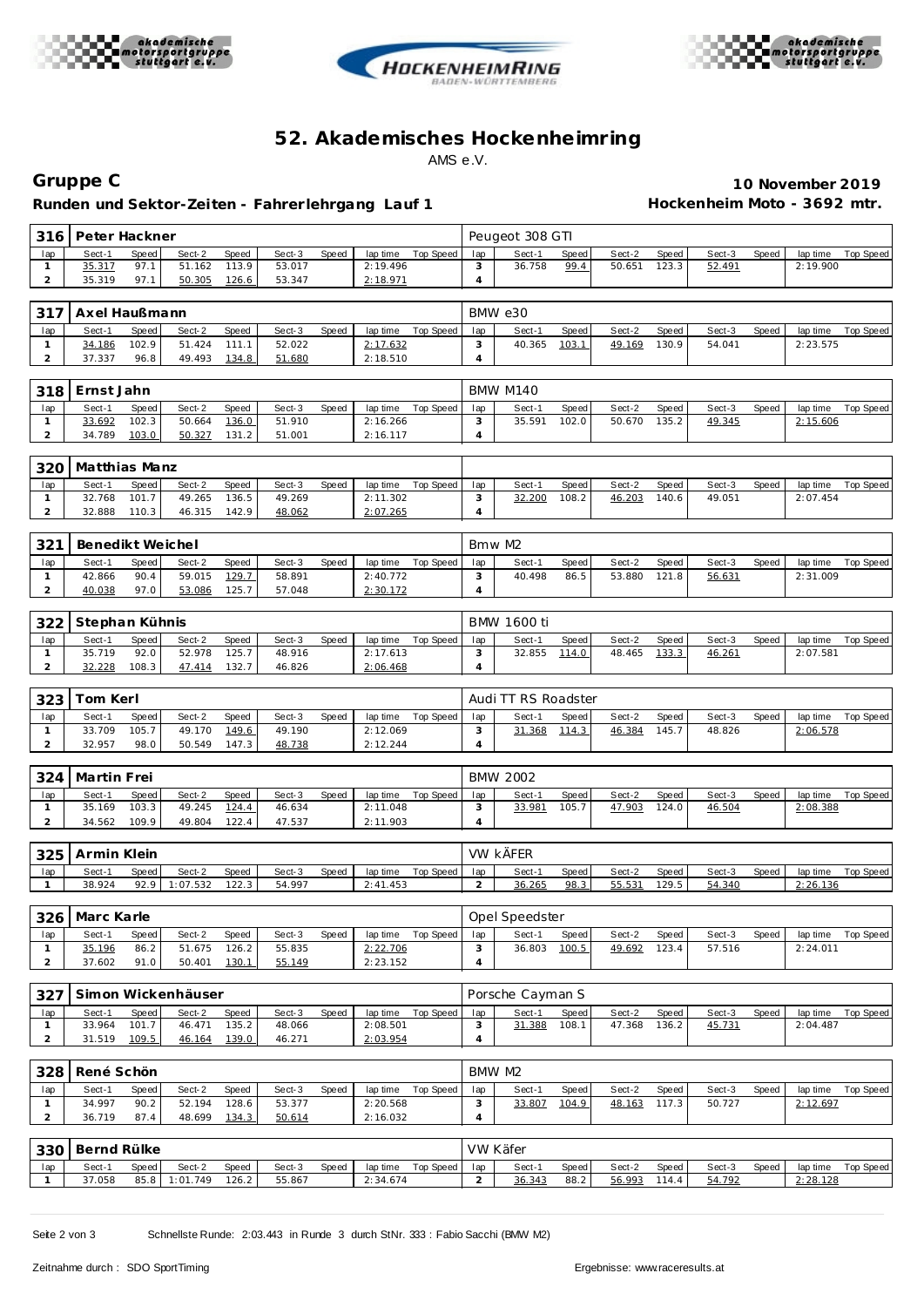# 52. Akademisches Hockenheimring

AMS e.V.

## Gruppe C

**Runden und Sektor-Zeiten - Fahrerlehrgang Lauf 1**

**10 November 2019**

**Hockenheim Moto - 3692 mtr.**

| 316 | Peter Hackner | | | | | | | | Peugeot 308 GTI | | | | | | | | |
|---|---|---|---|---|---|---|---|---|---|---|---|---|---|---|---|---|---|
| lap | Sect-1 | Speed | Sect-2 | Speed | Sect-3 | Speed | lap time | Top Speed | lap | Sect-1 | Speed | Sect-2 | Speed | Sect-3 | Speed | lap time | Top Speed |
| 1 | 35.317 | 97.1 | 51.162 | 113.9 | 53.017 | | 2:19.496 | | 3 | 36.758 | 99.4 | 50.651 | 123.3 | 52.491 | | 2:19.900 | |
| 2 | 35.319 | 97.1 | 50.305 | 126.6 | 53.347 | | 2:18.971 | | 4 | | | | | | | | |

| 317 | Axel Haußmann | | | | | | | | BMW e30 | | | | | | | | |
|---|---|---|---|---|---|---|---|---|---|---|---|---|---|---|---|---|---|
| lap | Sect-1 | Speed | Sect-2 | Speed | Sect-3 | Speed | lap time | Top Speed | lap | Sect-1 | Speed | Sect-2 | Speed | Sect-3 | Speed | lap time | Top Speed |
| 1 | 34.186 | 102.9 | 51.424 | 111.1 | 52.022 | | 2:17.632 | | 3 | 40.365 | 103.1 | 49.169 | 130.9 | 54.041 | | 2:23.575 | |
| 2 | 37.337 | 96.8 | 49.493 | 134.8 | 51.680 | | 2:18.510 | | 4 | | | | | | | | |

| 318 | Ernst Jahn | | | | | | | | BMW M140 | | | | | | | | |
|---|---|---|---|---|---|---|---|---|---|---|---|---|---|---|---|---|---|
| lap | Sect-1 | Speed | Sect-2 | Speed | Sect-3 | Speed | lap time | Top Speed | lap | Sect-1 | Speed | Sect-2 | Speed | Sect-3 | Speed | lap time | Top Speed |
| 1 | 33.692 | 102.3 | 50.664 | 136.0 | 51.910 | | 2:16.266 | | 3 | 35.591 | 102.0 | 50.670 | 135.2 | 49.345 | | 2:15.606 | |
| 2 | 34.789 | 103.0 | 50.327 | 131.2 | 51.001 | | 2:16.117 | | 4 | | | | | | | | |

| 320 | Matthias Manz | | | | | | | | | | | | | | | | |
|---|---|---|---|---|---|---|---|---|---|---|---|---|---|---|---|---|---|
| lap | Sect-1 | Speed | Sect-2 | Speed | Sect-3 | Speed | lap time | Top Speed | lap | Sect-1 | Speed | Sect-2 | Speed | Sect-3 | Speed | lap time | Top Speed |
| 1 | 32.768 | 101.7 | 49.265 | 136.5 | 49.269 | | 2:11.302 | | 3 | 32.200 | 108.2 | 46.203 | 140.6 | 49.051 | | 2:07.454 | |
| 2 | 32.888 | 110.3 | 46.315 | 142.9 | 48.062 | | 2:07.265 | | 4 | | | | | | | | |

| 321 | Benedikt Weichel | | | | | | | | Bmw M2 | | | | | | | | |
|---|---|---|---|---|---|---|---|---|---|---|---|---|---|---|---|---|---|
| lap | Sect-1 | Speed | Sect-2 | Speed | Sect-3 | Speed | lap time | Top Speed | lap | Sect-1 | Speed | Sect-2 | Speed | Sect-3 | Speed | lap time | Top Speed |
| 1 | 42.866 | 90.4 | 59.015 | 129.7 | 58.891 | | 2:40.772 | | 3 | 40.498 | 86.5 | 53.880 | 121.8 | 56.631 | | 2:31.009 | |
| 2 | 40.038 | 97.0 | 53.086 | 125.7 | 57.048 | | 2:30.172 | | 4 | | | | | | | | |

| 322 | Stephan Kühnis | | | | | | | | BMW 1600 ti | | | | | | | | |
|---|---|---|---|---|---|---|---|---|---|---|---|---|---|---|---|---|---|
| lap | Sect-1 | Speed | Sect-2 | Speed | Sect-3 | Speed | lap time | Top Speed | lap | Sect-1 | Speed | Sect-2 | Speed | Sect-3 | Speed | lap time | Top Speed |
| 1 | 35.719 | 92.0 | 52.978 | 125.7 | 48.916 | | 2:17.613 | | 3 | 32.855 | 114.0 | 48.465 | 133.3 | 46.261 | | 2:07.581 | |
| 2 | 32.228 | 108.3 | 47.414 | 132.7 | 46.826 | | 2:06.468 | | 4 | | | | | | | | |

| 323 | Tom Kerl | | | | | | | | Audi TT RS Roadster | | | | | | | | |
|---|---|---|---|---|---|---|---|---|---|---|---|---|---|---|---|---|---|
| lap | Sect-1 | Speed | Sect-2 | Speed | Sect-3 | Speed | lap time | Top Speed | lap | Sect-1 | Speed | Sect-2 | Speed | Sect-3 | Speed | lap time | Top Speed |
| 1 | 33.709 | 105.7 | 49.170 | 149.6 | 49.190 | | 2:12.069 | | 3 | 31.368 | 114.3 | 46.384 | 145.7 | 48.826 | | 2:06.578 | |
| 2 | 32.957 | 98.0 | 50.549 | 147.3 | 48.738 | | 2:12.244 | | 4 | | | | | | | | |

| 324 | Martin Frei | | | | | | | | BMW 2002 | | | | | | | | |
|---|---|---|---|---|---|---|---|---|---|---|---|---|---|---|---|---|---|
| lap | Sect-1 | Speed | Sect-2 | Speed | Sect-3 | Speed | lap time | Top Speed | lap | Sect-1 | Speed | Sect-2 | Speed | Sect-3 | Speed | lap time | Top Speed |
| 1 | 35.169 | 103.3 | 49.245 | 124.4 | 46.634 | | 2:11.048 | | 3 | 33.981 | 105.7 | 47.903 | 124.0 | 46.504 | | 2:08.388 | |
| 2 | 34.562 | 109.9 | 49.804 | 122.4 | 47.537 | | 2:11.903 | | 4 | | | | | | | | |

| 325 | Armin Klein | | | | | | | | VW kÄFER | | | | | | | | |
|---|---|---|---|---|---|---|---|---|---|---|---|---|---|---|---|---|---|
| lap | Sect-1 | Speed | Sect-2 | Speed | Sect-3 | Speed | lap time | Top Speed | lap | Sect-1 | Speed | Sect-2 | Speed | Sect-3 | Speed | lap time | Top Speed |
| 1 | 38.924 | 92.9 | 1:07.532 | 122.3 | 54.997 | | 2:41.453 | | 2 | 36.265 | 98.3 | 55.531 | 129.5 | 54.340 | | 2:26.136 | |

| 326 | Marc Karle | | | | | | | | Opel Speedster | | | | | | | | |
|---|---|---|---|---|---|---|---|---|---|---|---|---|---|---|---|---|---|
| lap | Sect-1 | Speed | Sect-2 | Speed | Sect-3 | Speed | lap time | Top Speed | lap | Sect-1 | Speed | Sect-2 | Speed | Sect-3 | Speed | lap time | Top Speed |
| 1 | 35.196 | 86.2 | 51.675 | 126.2 | 55.835 | | 2:22.706 | | 3 | 36.803 | 100.5 | 49.692 | 123.4 | 57.516 | | 2:24.011 | |
| 2 | 37.602 | 91.0 | 50.401 | 130.1 | 55.149 | | 2:23.152 | | 4 | | | | | | | | |

| 327 | Simon Wickenhäuser | | | | | | | | Porsche Cayman S | | | | | | | | |
|---|---|---|---|---|---|---|---|---|---|---|---|---|---|---|---|---|---|
| lap | Sect-1 | Speed | Sect-2 | Speed | Sect-3 | Speed | lap time | Top Speed | lap | Sect-1 | Speed | Sect-2 | Speed | Sect-3 | Speed | lap time | Top Speed |
| 1 | 33.964 | 101.7 | 46.471 | 135.2 | 48.066 | | 2:08.501 | | 3 | 31.388 | 108.1 | 47.368 | 136.2 | 45.731 | | 2:04.487 | |
| 2 | 31.519 | 109.5 | 46.164 | 139.0 | 46.271 | | 2:03.954 | | 4 | | | | | | | | |

| 328 | René Schön | | | | | | | | BMW M2 | | | | | | | | |
|---|---|---|---|---|---|---|---|---|---|---|---|---|---|---|---|---|---|
| lap | Sect-1 | Speed | Sect-2 | Speed | Sect-3 | Speed | lap time | Top Speed | lap | Sect-1 | Speed | Sect-2 | Speed | Sect-3 | Speed | lap time | Top Speed |
| 1 | 34.997 | 90.2 | 52.194 | 128.6 | 53.377 | | 2:20.568 | | 3 | 33.807 | 104.9 | 48.163 | 117.3 | 50.727 | | 2:12.697 | |
| 2 | 36.719 | 87.4 | 48.699 | 134.3 | 50.614 | | 2:16.032 | | 4 | | | | | | | | |

| 330 | Bernd Rülke | | | | | | | | VW Käfer | | | | | | | | |
|---|---|---|---|---|---|---|---|---|---|---|---|---|---|---|---|---|---|
| lap | Sect-1 | Speed | Sect-2 | Speed | Sect-3 | Speed | lap time | Top Speed | lap | Sect-1 | Speed | Sect-2 | Speed | Sect-3 | Speed | lap time | Top Speed |
| 1 | 37.058 | 85.8 | 1:01.749 | 126.2 | 55.867 | | 2:34.674 | | 2 | 36.343 | 88.2 | 56.993 | 114.4 | 54.792 | | 2:28.128 | |

Schnellste Runde: 2:03.443 in Runde 3 durch StNr. 333 : Fabio Sacchi (BMW M2)

Zeitnahme durch : SDO SportTiming

Ergebnisse: www.raceresults.at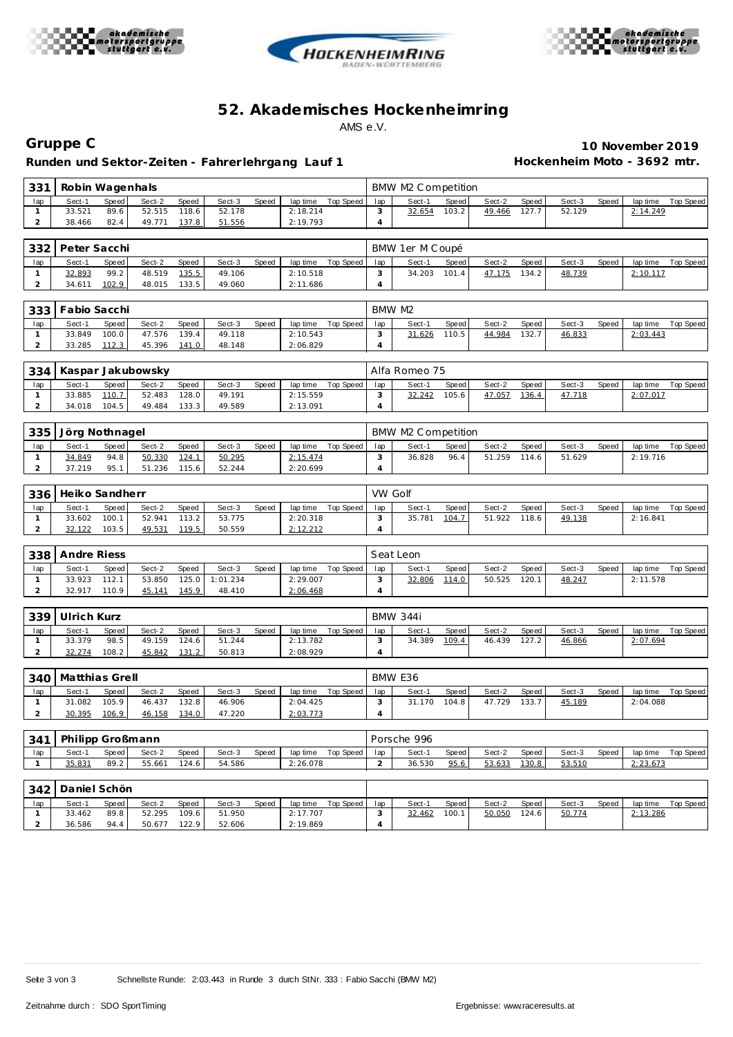# 52. Akademisches Hockenheimring

AMS e.V.

## Gruppe C

**10 November 2019**

**Runden und Sektor-Zeiten - Fahrerlehrgang Lauf 1**

**Hockenheim Moto - 3692 mtr.**

| 331 | Robin Wagenhals | | | | | | | | BMW M2 Competition | | | | | | | | |
|---|---|---|---|---|---|---|---|---|---|---|---|---|---|---|---|---|---|
| lap | Sect-1 | Speed | Sect-2 | Speed | Sect-3 | Speed | lap time | Top Speed | lap | Sect-1 | Speed | Sect-2 | Speed | Sect-3 | Speed | lap time | Top Speed |
| 1 | 33.521 | 89.6 | 52.515 | 118.6 | 52.178 | | 2:18.214 | | 3 | 32.654 | 103.2 | 49.466 | 127.7 | 52.129 | | 2:14.249 | |
| 2 | 38.466 | 82.4 | 49.771 | 137.8 | 51.556 | | 2:19.793 | | 4 | | | | | | | | |

| 332 | Peter Sacchi | | | | | | | | BMW 1er M Coupé | | | | | | | | |
|---|---|---|---|---|---|---|---|---|---|---|---|---|---|---|---|---|---|
| lap | Sect-1 | Speed | Sect-2 | Speed | Sect-3 | Speed | lap time | Top Speed | lap | Sect-1 | Speed | Sect-2 | Speed | Sect-3 | Speed | lap time | Top Speed |
| 1 | 32.893 | 99.2 | 48.519 | 135.5 | 49.106 | | 2:10.518 | | 3 | 34.203 | 101.4 | 47.175 | 134.2 | 48.739 | | 2:10.117 | |
| 2 | 34.611 | 102.9 | 48.015 | 133.5 | 49.060 | | 2:11.686 | | 4 | | | | | | | | |

| 333 | Fabio Sacchi | | | | | | | | BMW M2 | | | | | | | | |
|---|---|---|---|---|---|---|---|---|---|---|---|---|---|---|---|---|---|
| lap | Sect-1 | Speed | Sect-2 | Speed | Sect-3 | Speed | lap time | Top Speed | lap | Sect-1 | Speed | Sect-2 | Speed | Sect-3 | Speed | lap time | Top Speed |
| 1 | 33.849 | 100.0 | 47.576 | 139.4 | 49.118 | | 2:10.543 | | 3 | 31.626 | 110.5 | 44.984 | 132.7 | 46.833 | | 2:03.443 | |
| 2 | 33.285 | 112.3 | 45.396 | 141.0 | 48.148 | | 2:06.829 | | 4 | | | | | | | | |

| 334 | Kaspar Jakubowsky | | | | | | | | Alfa Romeo 75 | | | | | | | | |
|---|---|---|---|---|---|---|---|---|---|---|---|---|---|---|---|---|---|
| lap | Sect-1 | Speed | Sect-2 | Speed | Sect-3 | Speed | lap time | Top Speed | lap | Sect-1 | Speed | Sect-2 | Speed | Sect-3 | Speed | lap time | Top Speed |
| 1 | 33.885 | 110.7 | 52.483 | 128.0 | 49.191 | | 2:15.559 | | 3 | 32.242 | 105.6 | 47.057 | 136.4 | 47.718 | | 2:07.017 | |
| 2 | 34.018 | 104.5 | 49.484 | 133.3 | 49.589 | | 2:13.091 | | 4 | | | | | | | | |

| 335 | Jörg Nothnagel | | | | | | | | BMW M2 Competition | | | | | | | | |
|---|---|---|---|---|---|---|---|---|---|---|---|---|---|---|---|---|---|
| lap | Sect-1 | Speed | Sect-2 | Speed | Sect-3 | Speed | lap time | Top Speed | lap | Sect-1 | Speed | Sect-2 | Speed | Sect-3 | Speed | lap time | Top Speed |
| 1 | 34.849 | 94.8 | 50.330 | 124.1 | 50.295 | | 2:15.474 | | 3 | 36.828 | 96.4 | 51.259 | 114.6 | 51.629 | | 2:19.716 | |
| 2 | 37.219 | 95.1 | 51.236 | 115.6 | 52.244 | | 2:20.699 | | 4 | | | | | | | | |

| 336 | Heiko Sandherr | | | | | | | | VW Golf | | | | | | | | |
|---|---|---|---|---|---|---|---|---|---|---|---|---|---|---|---|---|---|
| lap | Sect-1 | Speed | Sect-2 | Speed | Sect-3 | Speed | lap time | Top Speed | lap | Sect-1 | Speed | Sect-2 | Speed | Sect-3 | Speed | lap time | Top Speed |
| 1 | 33.602 | 100.1 | 52.941 | 113.2 | 53.775 | | 2:20.318 | | 3 | 35.781 | 104.7 | 51.922 | 118.6 | 49.138 | | 2:16.841 | |
| 2 | 32.122 | 103.5 | 49.531 | 119.5 | 50.559 | | 2:12.212 | | 4 | | | | | | | | |

| 338 | Andre Riess | | | | | | | | Seat Leon | | | | | | | | |
|---|---|---|---|---|---|---|---|---|---|---|---|---|---|---|---|---|---|
| lap | Sect-1 | Speed | Sect-2 | Speed | Sect-3 | Speed | lap time | Top Speed | lap | Sect-1 | Speed | Sect-2 | Speed | Sect-3 | Speed | lap time | Top Speed |
| 1 | 33.923 | 112.1 | 53.850 | 125.0 | 1:01.234 | | 2:29.007 | | 3 | 32.806 | 114.0 | 50.525 | 120.1 | 48.247 | | 2:11.578 | |
| 2 | 32.917 | 110.9 | 45.141 | 145.9 | 48.410 | | 2:06.468 | | 4 | | | | | | | | |

| 339 | Ulrich Kurz | | | | | | | | BMW 344i | | | | | | | | |
|---|---|---|---|---|---|---|---|---|---|---|---|---|---|---|---|---|---|
| lap | Sect-1 | Speed | Sect-2 | Speed | Sect-3 | Speed | lap time | Top Speed | lap | Sect-1 | Speed | Sect-2 | Speed | Sect-3 | Speed | lap time | Top Speed |
| 1 | 33.379 | 98.5 | 49.159 | 124.6 | 51.244 | | 2:13.782 | | 3 | 34.389 | 109.4 | 46.439 | 127.2 | 46.866 | | 2:07.694 | |
| 2 | 32.274 | 108.2 | 45.842 | 131.2 | 50.813 | | 2:08.929 | | 4 | | | | | | | | |

| 340 | Matthias Grell | | | | | | | | BMW E36 | | | | | | | | |
|---|---|---|---|---|---|---|---|---|---|---|---|---|---|---|---|---|---|
| lap | Sect-1 | Speed | Sect-2 | Speed | Sect-3 | Speed | lap time | Top Speed | lap | Sect-1 | Speed | Sect-2 | Speed | Sect-3 | Speed | lap time | Top Speed |
| 1 | 31.082 | 105.9 | 46.437 | 132.8 | 46.906 | | 2:04.425 | | 3 | 31.170 | 104.8 | 47.729 | 133.7 | 45.189 | | 2:04.088 | |
| 2 | 30.395 | 106.9 | 46.158 | 134.0 | 47.220 | | 2:03.773 | | 4 | | | | | | | | |

| 341 | Philipp Großmann | | | | | | | | Porsche 996 | | | | | | | | |
|---|---|---|---|---|---|---|---|---|---|---|---|---|---|---|---|---|---|
| lap | Sect-1 | Speed | Sect-2 | Speed | Sect-3 | Speed | lap time | Top Speed | lap | Sect-1 | Speed | Sect-2 | Speed | Sect-3 | Speed | lap time | Top Speed |
| 1 | 35.831 | 89.2 | 55.661 | 124.6 | 54.586 | | 2:26.078 | | 2 | 36.530 | 95.6 | 53.633 | 130.8 | 53.510 | | 2:23.673 | |

| 342 | Daniel Schön | | | | | | | | | | | | | | | | |
|---|---|---|---|---|---|---|---|---|---|---|---|---|---|---|---|---|---|
| lap | Sect-1 | Speed | Sect-2 | Speed | Sect-3 | Speed | lap time | Top Speed | lap | Sect-1 | Speed | Sect-2 | Speed | Sect-3 | Speed | lap time | Top Speed |
| 1 | 33.462 | 89.8 | 52.295 | 109.6 | 51.950 | | 2:17.707 | | 3 | 32.462 | 100.1 | 50.050 | 124.6 | 50.774 | | 2:13.286 | |
| 2 | 36.586 | 94.4 | 50.677 | 122.9 | 52.606 | | 2:19.869 | | 4 | | | | | | | | |

Schnellste Runde: 2:03.443 in Runde 3 durch StNr. 333 : Fabio Sacchi (BMW M2)

Zeitnahme durch : SDO SportTiming

Ergebnisse: www.raceresults.at